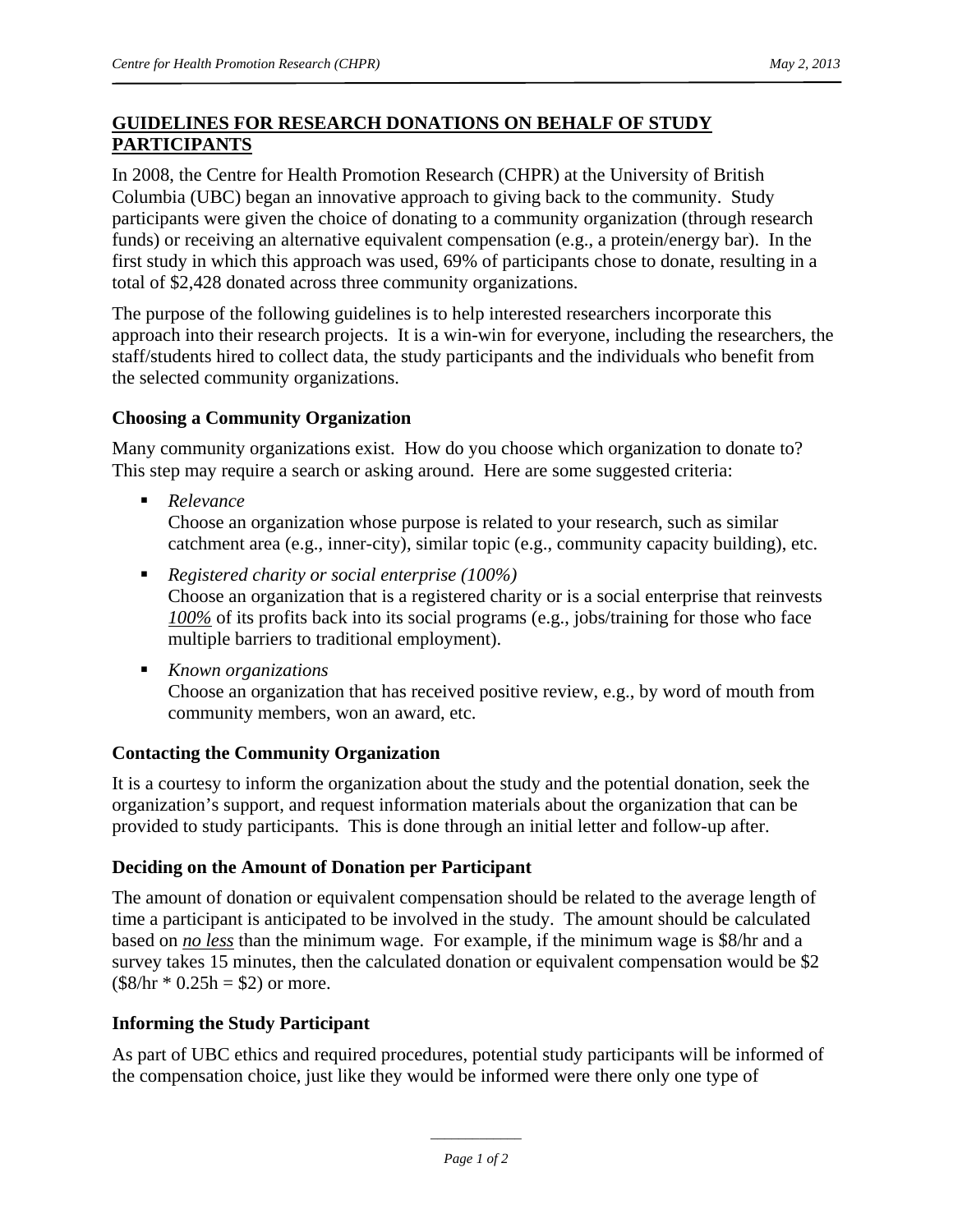# GUIDELINES FOR RESEARCH DONATIONS ON BEHALF OF STUDY PARTICIPANTS

In 2008, the Centre for Health Promotion Research (CHPR) at the University of British Columbia (UBC) began an innovative approach to giving back to the community. Study participants were given the choice of donating to a community organization (through research funds) or receiving an alternative equivalent compensation (e.g., a protein/energy bar). In the first study in which this approach was used, 69% of participants chose to donate, resulting in a total of $2,428 donated across three community organizations.

The purpose of the following guidelines is to help interested researchers incorporate this approach into their research projects. It is a win-win for everyone, including the researchers, the staff/students hired to collect data, the study participants and the individuals who benefit from the selected community organizations.

## Choosing a Community Organization

Many community organizations exist. How do you choose which organization to donate to? This step may require a search or asking around. Here are some suggested criteria:

- *Relevance*
  Choose an organization whose purpose is related to your research, such as similar catchment area (e.g., inner-city), similar topic (e.g., community capacity building), etc.
- *Registered charity or social enterprise (100%)*
  Choose an organization that is a registered charity or is a social enterprise that reinvests ***100%*** of its profits back into its social programs (e.g., jobs/training for those who face multiple barriers to traditional employment).
- *Known organizations*
  Choose an organization that has received positive review, e.g., by word of mouth from community members, won an award, etc.

## Contacting the Community Organization

It is a courtesy to inform the organization about the study and the potential donation, seek the organization's support, and request information materials about the organization that can be provided to study participants. This is done through an initial letter and follow-up after.

## Deciding on the Amount of Donation per Participant

The amount of donation or equivalent compensation should be related to the average length of time a participant is anticipated to be involved in the study. The amount should be calculated based on ***no less*** than the minimum wage. For example, if the minimum wage is $8/hr and a survey takes 15 minutes, then the calculated donation or equivalent compensation would be $2 ($8/hr * 0.25h = $2) or more.

## Informing the Study Participant

As part of UBC ethics and required procedures, potential study participants will be informed of the compensation choice, just like they would be informed were there only one type of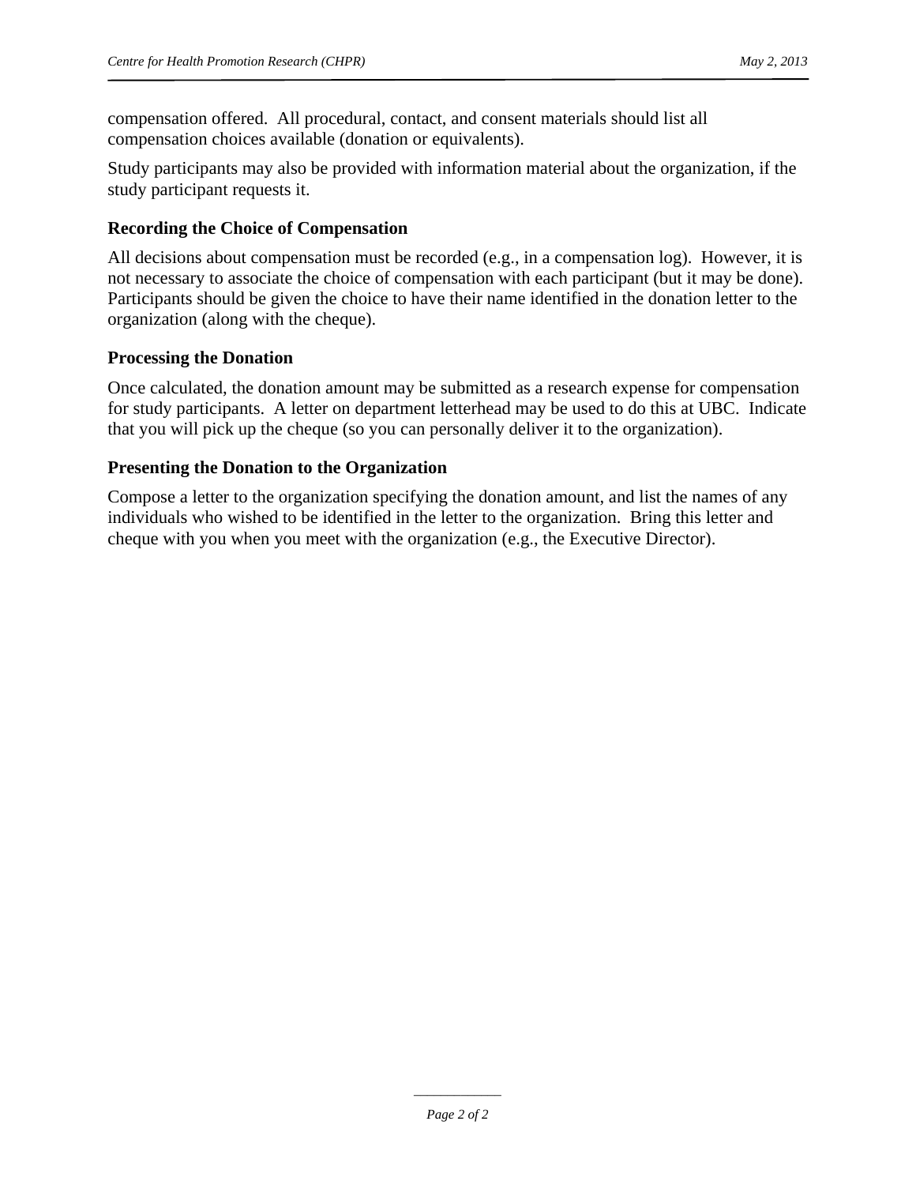compensation offered. All procedural, contact, and consent materials should list all compensation choices available (donation or equivalents).

Study participants may also be provided with information material about the organization, if the study participant requests it.

### Recording the Choice of Compensation

All decisions about compensation must be recorded (e.g., in a compensation log). However, it is not necessary to associate the choice of compensation with each participant (but it may be done). Participants should be given the choice to have their name identified in the donation letter to the organization (along with the cheque).

### Processing the Donation

Once calculated, the donation amount may be submitted as a research expense for compensation for study participants. A letter on department letterhead may be used to do this at UBC. Indicate that you will pick up the cheque (so you can personally deliver it to the organization).

### Presenting the Donation to the Organization

Compose a letter to the organization specifying the donation amount, and list the names of any individuals who wished to be identified in the letter to the organization. Bring this letter and cheque with you when you meet with the organization (e.g., the Executive Director).